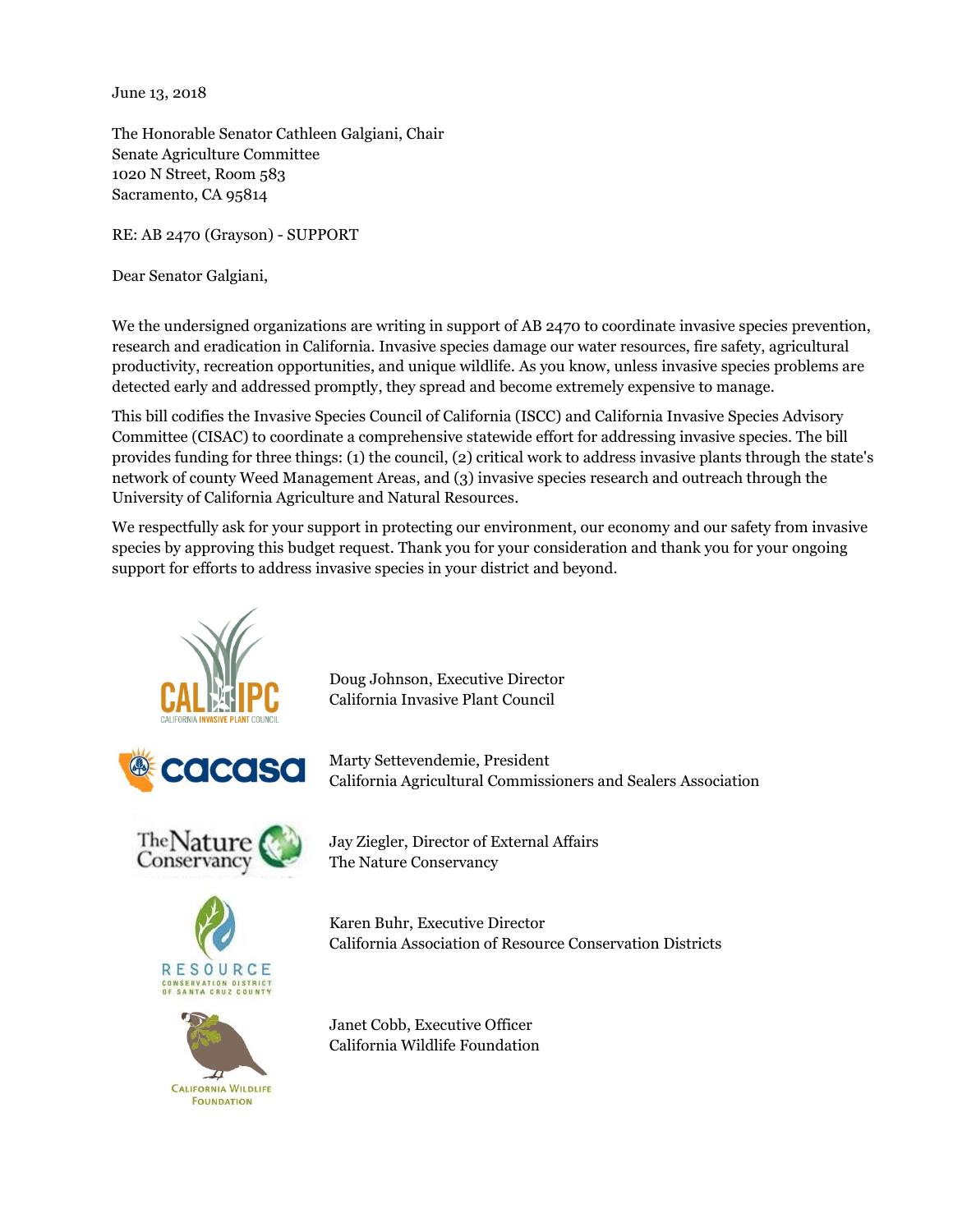June 13, 2018

The Honorable Senator Cathleen Galgiani, Chair
Senate Agriculture Committee
1020 N Street, Room 583
Sacramento, CA 95814

RE: AB 2470 (Grayson) - SUPPORT

Dear Senator Galgiani,

We the undersigned organizations are writing in support of AB 2470 to coordinate invasive species prevention, research and eradication in California. Invasive species damage our water resources, fire safety, agricultural productivity, recreation opportunities, and unique wildlife. As you know, unless invasive species problems are detected early and addressed promptly, they spread and become extremely expensive to manage.

This bill codifies the Invasive Species Council of California (ISCC) and California Invasive Species Advisory Committee (CISAC) to coordinate a comprehensive statewide effort for addressing invasive species. The bill provides funding for three things: (1) the council, (2) critical work to address invasive plants through the state's network of county Weed Management Areas, and (3) invasive species research and outreach through the University of California Agriculture and Natural Resources.

We respectfully ask for your support in protecting our environment, our economy and our safety from invasive species by approving this budget request. Thank you for your consideration and thank you for your ongoing support for efforts to address invasive species in your district and beyond.

CAL-IPC
CALIFORNIA INVASIVE PLANT COUNCIL

Doug Johnson, Executive Director
California Invasive Plant Council

cacasa

Marty Settevendemie, President
California Agricultural Commissioners and Sealers Association

The Nature Conservancy

Jay Ziegler, Director of External Affairs
The Nature Conservancy

RESOURCE CONSERVATION DISTRICT OF SANTA CRUZ COUNTY

Karen Buhr, Executive Director
California Association of Resource Conservation Districts

CALIFORNIA WILDLIFE FOUNDATION

Janet Cobb, Executive Officer
California Wildlife Foundation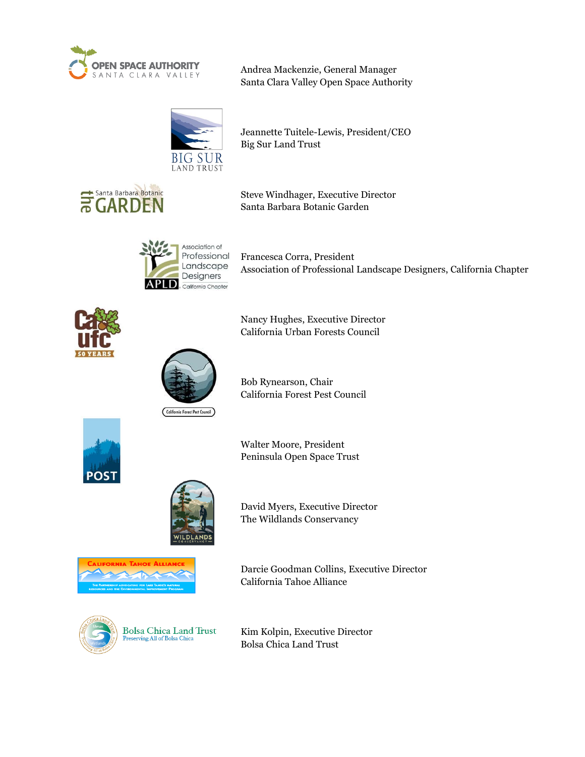Andrea Mackenzie, General Manager
Santa Clara Valley Open Space Authority

Jeannette Tuitele-Lewis, President/CEO
Big Sur Land Trust

Steve Windhager, Executive Director
Santa Barbara Botanic Garden

Francesca Corra, President
Association of Professional Landscape Designers, California Chapter

Nancy Hughes, Executive Director
California Urban Forests Council

Bob Rynearson, Chair
California Forest Pest Council

Walter Moore, President
Peninsula Open Space Trust

David Myers, Executive Director
The Wildlands Conservancy

Darcie Goodman Collins, Executive Director
California Tahoe Alliance

Kim Kolpin, Executive Director
Bolsa Chica Land Trust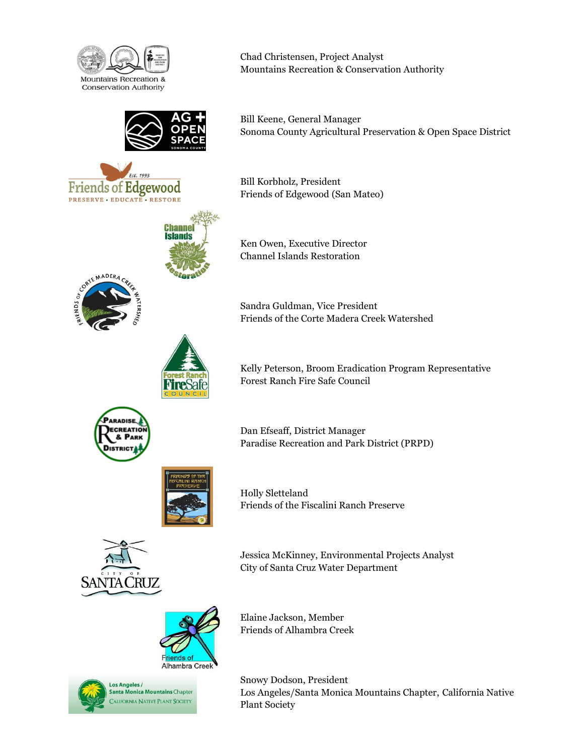Chad Christensen, Project Analyst
Mountains Recreation & Conservation Authority

Bill Keene, General Manager
Sonoma County Agricultural Preservation & Open Space District

Bill Korbholz, President
Friends of Edgewood (San Mateo)

Ken Owen, Executive Director
Channel Islands Restoration

Sandra Guldman, Vice President
Friends of the Corte Madera Creek Watershed

Kelly Peterson, Broom Eradication Program Representative
Forest Ranch Fire Safe Council

Dan Efseaff, District Manager
Paradise Recreation and Park District (PRPD)

Holly Sletteland
Friends of the Fiscalini Ranch Preserve

Jessica McKinney, Environmental Projects Analyst
City of Santa Cruz Water Department

Elaine Jackson, Member
Friends of Alhambra Creek

Snowy Dodson, President
Los Angeles/Santa Monica Mountains Chapter, California Native Plant Society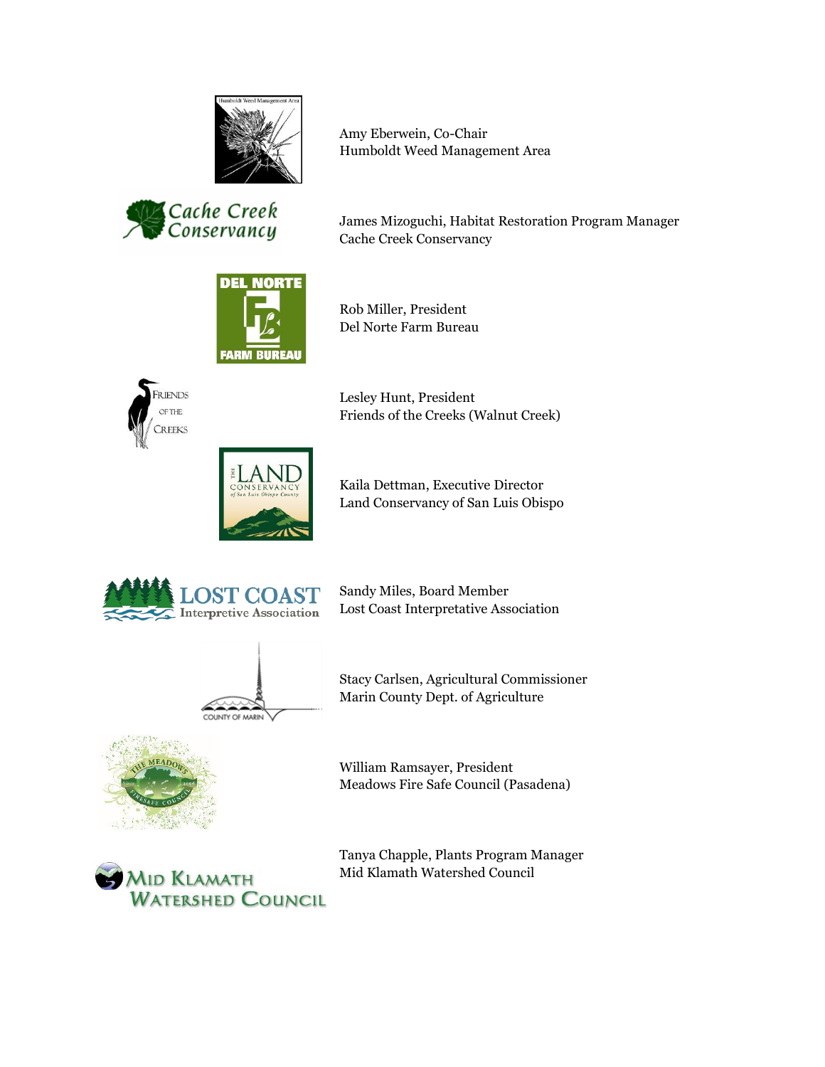Amy Eberwein, Co-Chair
Humboldt Weed Management Area

James Mizoguchi, Habitat Restoration Program Manager
Cache Creek Conservancy

Rob Miller, President
Del Norte Farm Bureau

Lesley Hunt, President
Friends of the Creeks (Walnut Creek)

Kaila Dettman, Executive Director
Land Conservancy of San Luis Obispo

Sandy Miles, Board Member
Lost Coast Interpretative Association

Stacy Carlsen, Agricultural Commissioner
Marin County Dept. of Agriculture

William Ramsayer, President
Meadows Fire Safe Council (Pasadena)

Tanya Chapple, Plants Program Manager
Mid Klamath Watershed Council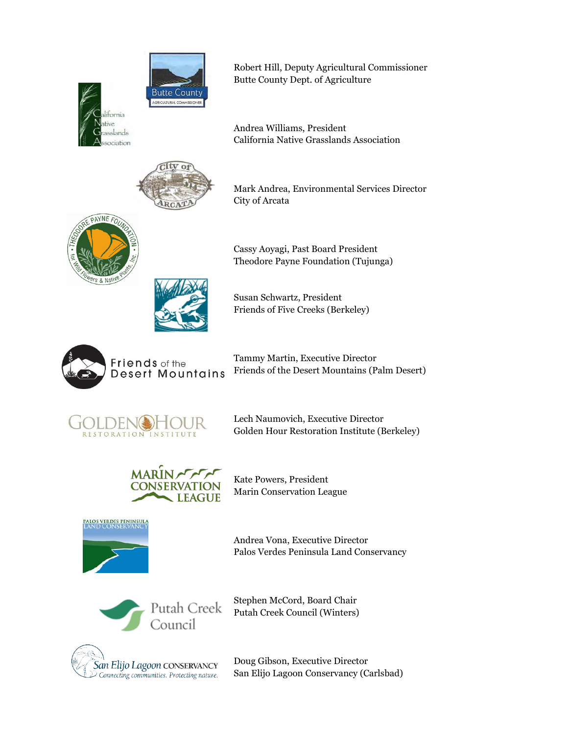Robert Hill, Deputy Agricultural Commissioner
Butte County Dept. of Agriculture

Andrea Williams, President
California Native Grasslands Association

Mark Andrea, Environmental Services Director
City of Arcata

Cassy Aoyagi, Past Board President
Theodore Payne Foundation (Tujunga)

Susan Schwartz, President
Friends of Five Creeks (Berkeley)

Tammy Martin, Executive Director
Friends of the Desert Mountains (Palm Desert)

Lech Naumovich, Executive Director
Golden Hour Restoration Institute (Berkeley)

Kate Powers, President
Marin Conservation League

Andrea Vona, Executive Director
Palos Verdes Peninsula Land Conservancy

Stephen McCord, Board Chair
Putah Creek Council (Winters)

Doug Gibson, Executive Director
San Elijo Lagoon Conservancy (Carlsbad)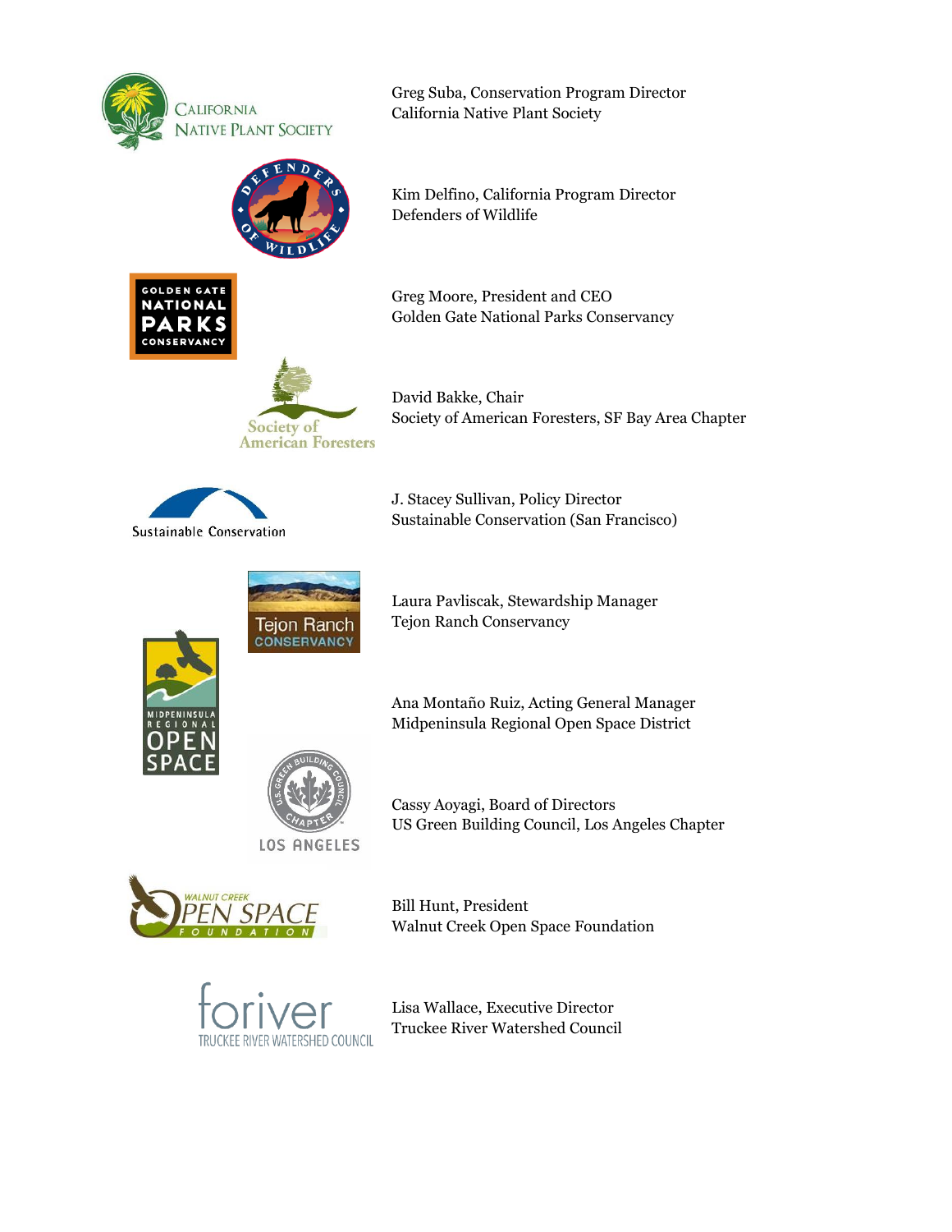Greg Suba, Conservation Program Director
California Native Plant Society

Kim Delfino, California Program Director
Defenders of Wildlife

Greg Moore, President and CEO
Golden Gate National Parks Conservancy

David Bakke, Chair
Society of American Foresters, SF Bay Area Chapter

J. Stacey Sullivan, Policy Director
Sustainable Conservation (San Francisco)

Laura Pavliscak, Stewardship Manager
Tejon Ranch Conservancy

Ana Montaño Ruiz, Acting General Manager
Midpeninsula Regional Open Space District

Cassy Aoyagi, Board of Directors
US Green Building Council, Los Angeles Chapter

Bill Hunt, President
Walnut Creek Open Space Foundation

Lisa Wallace, Executive Director
Truckee River Watershed Council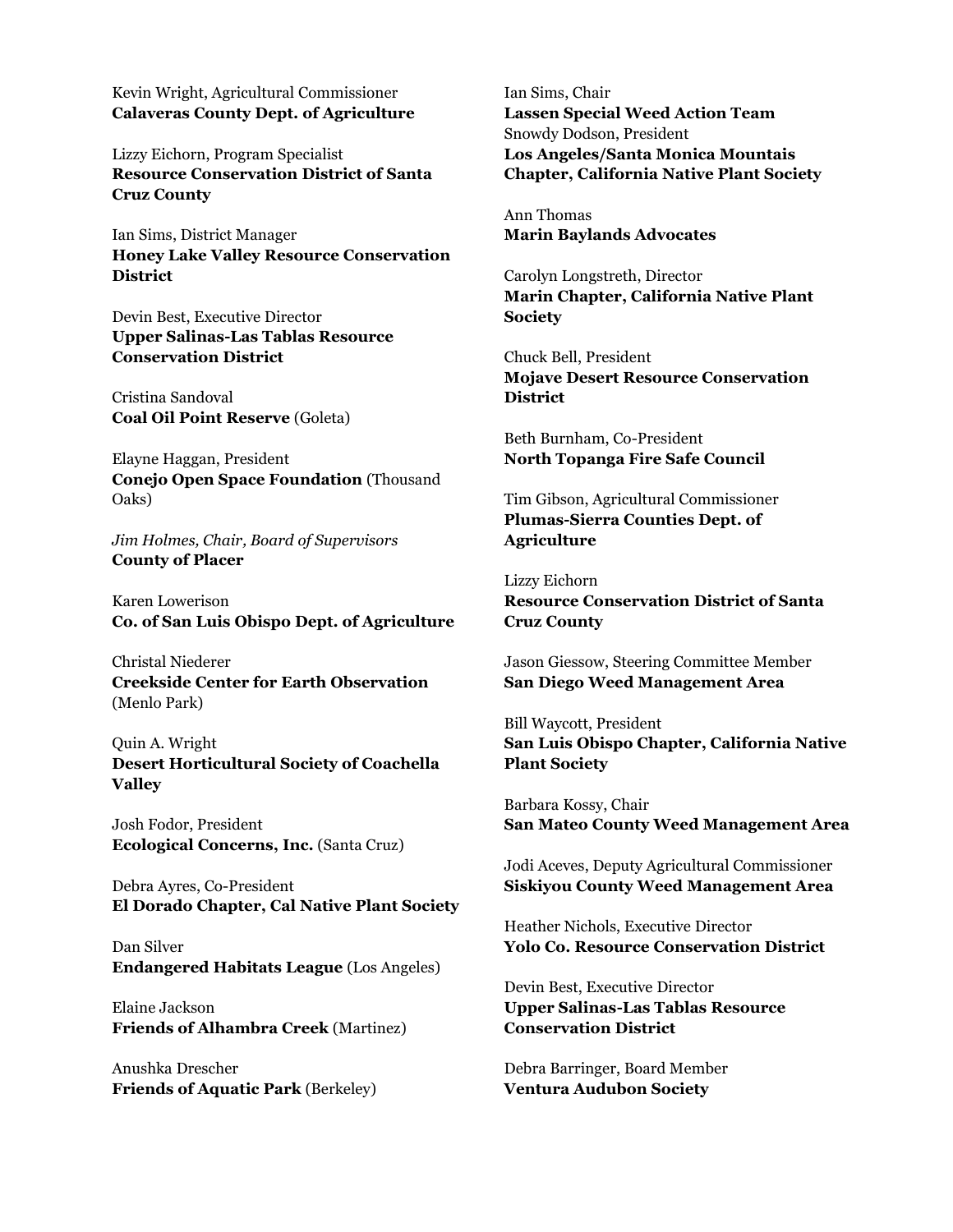Kevin Wright, Agricultural Commissioner
**Calaveras County Dept. of Agriculture**

Lizzy Eichorn, Program Specialist
**Resource Conservation District of Santa Cruz County**

Ian Sims, District Manager
**Honey Lake Valley Resource Conservation District**

Devin Best, Executive Director
**Upper Salinas-Las Tablas Resource Conservation District**

Cristina Sandoval
**Coal Oil Point Reserve** (Goleta)

Elayne Haggan, President
**Conejo Open Space Foundation** (Thousand Oaks)

*Jim Holmes, Chair, Board of Supervisors*
**County of Placer**

Karen Lowerison
**Co. of San Luis Obispo Dept. of Agriculture**

Christal Niederer
**Creekside Center for Earth Observation** (Menlo Park)

Quin A. Wright
**Desert Horticultural Society of Coachella Valley**

Josh Fodor, President
**Ecological Concerns, Inc.** (Santa Cruz)

Debra Ayres, Co-President
**El Dorado Chapter, Cal Native Plant Society**

Dan Silver
**Endangered Habitats League** (Los Angeles)

Elaine Jackson
**Friends of Alhambra Creek** (Martinez)

Anushka Drescher
**Friends of Aquatic Park** (Berkeley)

Ian Sims, Chair
**Lassen Special Weed Action Team**
Snowdy Dodson, President
**Los Angeles/Santa Monica Mountais Chapter, California Native Plant Society**

Ann Thomas
**Marin Baylands Advocates**

Carolyn Longstreth, Director
**Marin Chapter, California Native Plant Society**

Chuck Bell, President
**Mojave Desert Resource Conservation District**

Beth Burnham, Co-President
**North Topanga Fire Safe Council**

Tim Gibson, Agricultural Commissioner
**Plumas-Sierra Counties Dept. of Agriculture**

Lizzy Eichorn
**Resource Conservation District of Santa Cruz County**

Jason Giessow, Steering Committee Member
**San Diego Weed Management Area**

Bill Waycott, President
**San Luis Obispo Chapter, California Native Plant Society**

Barbara Kossy, Chair
**San Mateo County Weed Management Area**

Jodi Aceves, Deputy Agricultural Commissioner
**Siskiyou County Weed Management Area**

Heather Nichols, Executive Director
**Yolo Co. Resource Conservation District**

Devin Best, Executive Director
**Upper Salinas-Las Tablas Resource Conservation District**

Debra Barringer, Board Member
**Ventura Audubon Society**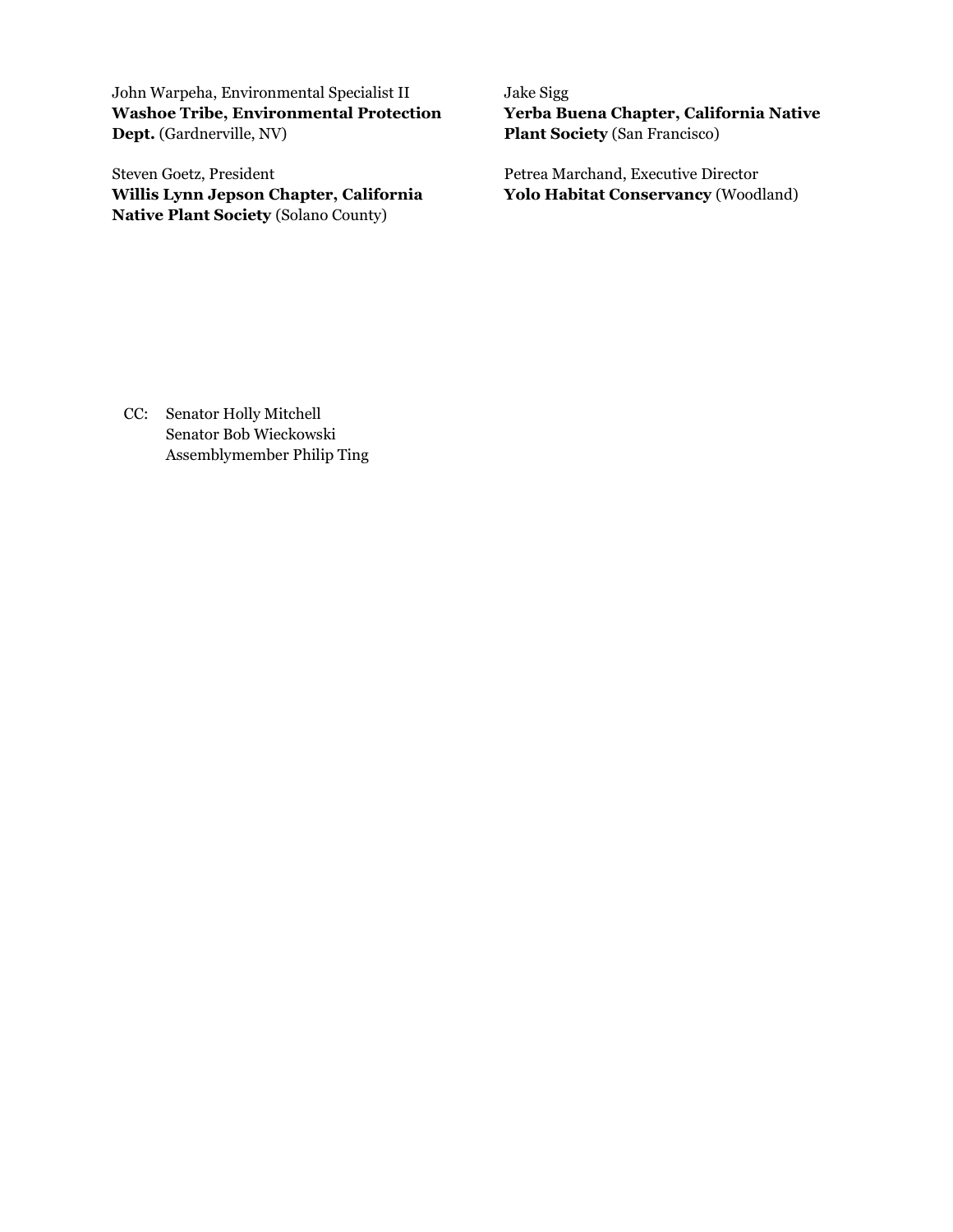John Warpeha, Environmental Specialist II
**Washoe Tribe, Environmental Protection Dept.** (Gardnerville, NV)

Steven Goetz, President
**Willis Lynn Jepson Chapter, California Native Plant Society** (Solano County)

Jake Sigg
**Yerba Buena Chapter, California Native Plant Society** (San Francisco)

Petrea Marchand, Executive Director
**Yolo Habitat Conservancy** (Woodland)

CC: Senator Holly Mitchell
Senator Bob Wieckowski
Assemblymember Philip Ting